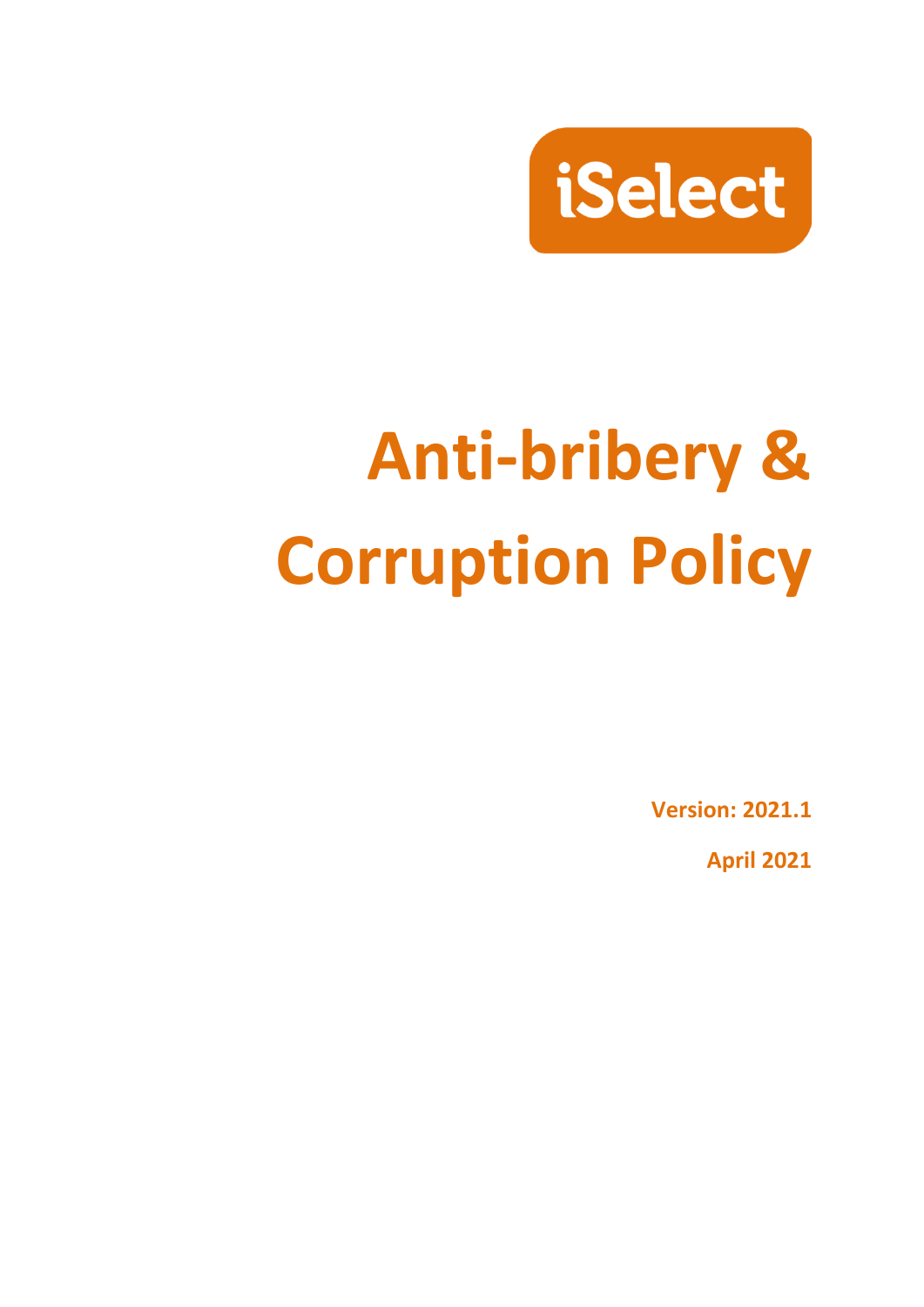iSelect

# Anti-bribery & Corruption Policy

**Version: 2021.1**

**April 2021**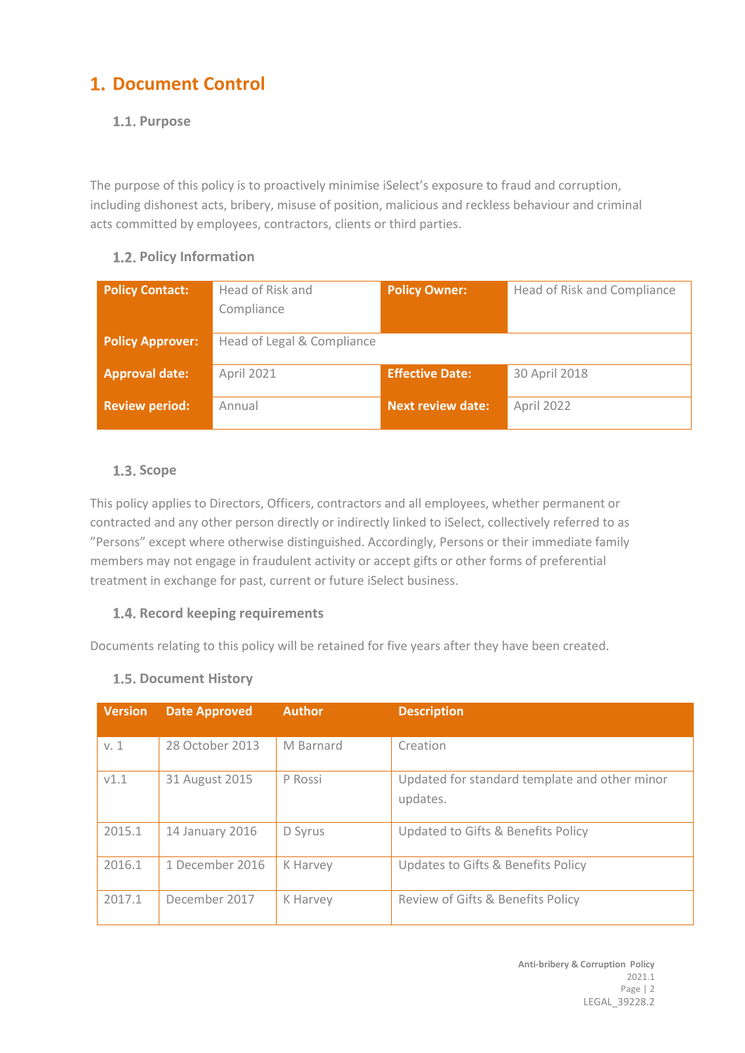# 1. Document Control

## 1.1. Purpose

The purpose of this policy is to proactively minimise iSelect's exposure to fraud and corruption, including dishonest acts, bribery, misuse of position, malicious and reckless behaviour and criminal acts committed by employees, contractors, clients or third parties.

## 1.2. Policy Information

| **Policy Contact:** | Head of Risk and Compliance | **Policy Owner:** | Head of Risk and Compliance |
|---|---|---|---|
| **Policy Approver:** | Head of Legal & Compliance | | |
| **Approval date:** | April 2021 | **Effective Date:** | 30 April 2018 |
| **Review period:** | Annual | **Next review date:** | April 2022 |

## 1.3. Scope

This policy applies to Directors, Officers, contractors and all employees, whether permanent or contracted and any other person directly or indirectly linked to iSelect, collectively referred to as "Persons" except where otherwise distinguished. Accordingly, Persons or their immediate family members may not engage in fraudulent activity or accept gifts or other forms of preferential treatment in exchange for past, current or future iSelect business.

## 1.4. Record keeping requirements

Documents relating to this policy will be retained for five years after they have been created.

## 1.5. Document History

| Version | Date Approved | Author | Description |
|---|---|---|---|
| v. 1 | 28 October 2013 | M Barnard | Creation |
| v1.1 | 31 August 2015 | P Rossi | Updated for standard template and other minor updates. |
| 2015.1 | 14 January 2016 | D Syrus | Updated to Gifts & Benefits Policy |
| 2016.1 | 1 December 2016 | K Harvey | Updates to Gifts & Benefits Policy |
| 2017.1 | December 2017 | K Harvey | Review of Gifts & Benefits Policy |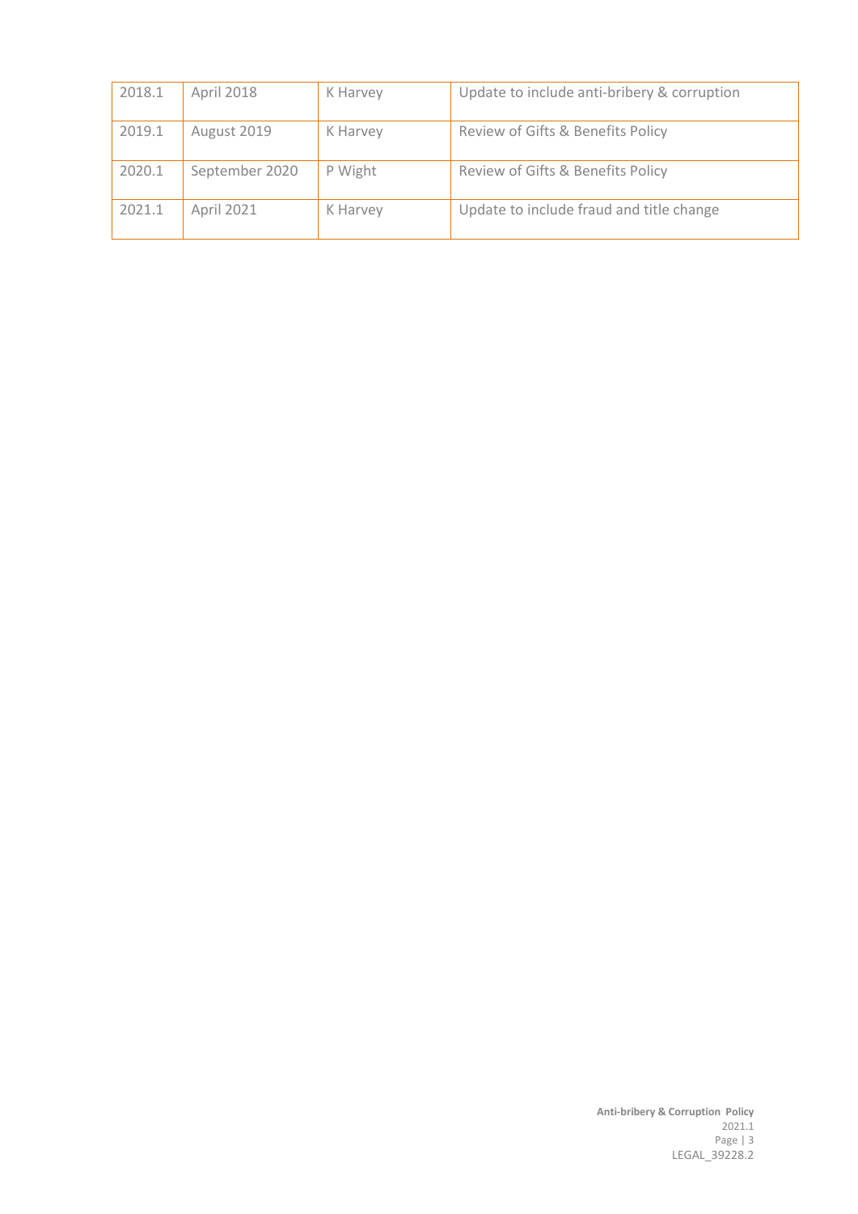| 2018.1 | April 2018 | K Harvey | Update to include anti-bribery & corruption |
|---|---|---|---|
| 2019.1 | August 2019 | K Harvey | Review of Gifts & Benefits Policy |
| 2020.1 | September 2020 | P Wight | Review of Gifts & Benefits Policy |
| 2021.1 | April 2021 | K Harvey | Update to include fraud and title change |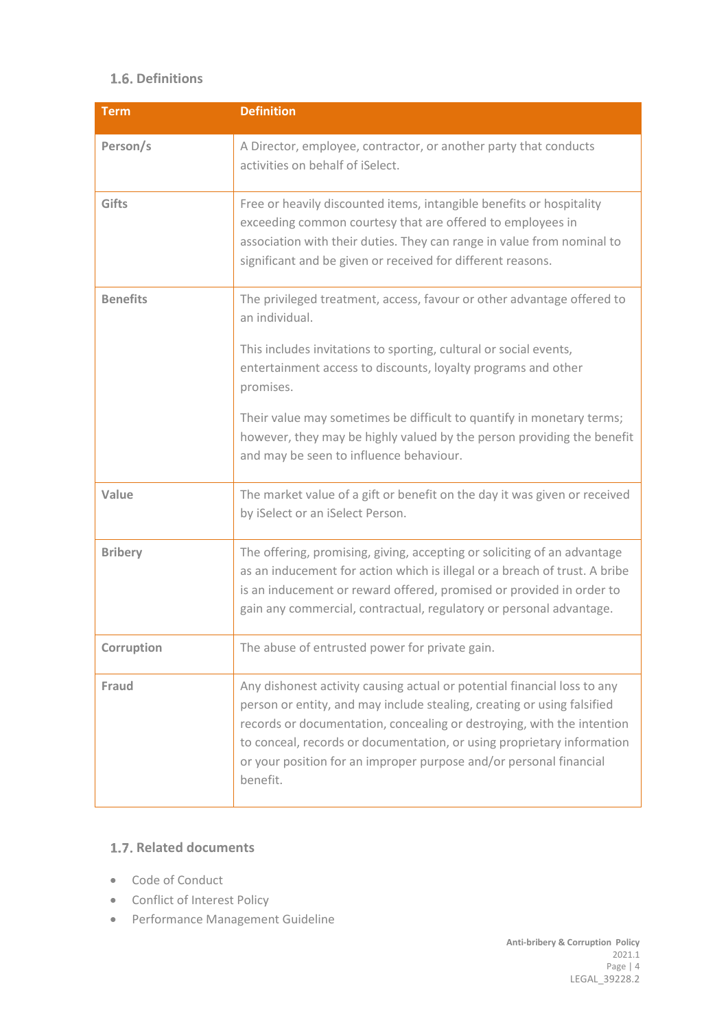### 1.6. Definitions

| Term | Definition |
|---|---|
| **Person/s** | A Director, employee, contractor, or another party that conducts activities on behalf of iSelect. |
| **Gifts** | Free or heavily discounted items, intangible benefits or hospitality exceeding common courtesy that are offered to employees in association with their duties. They can range in value from nominal to significant and be given or received for different reasons. |
| **Benefits** | The privileged treatment, access, favour or other advantage offered to an individual.<br><br>This includes invitations to sporting, cultural or social events, entertainment access to discounts, loyalty programs and other promises.<br><br>Their value may sometimes be difficult to quantify in monetary terms; however, they may be highly valued by the person providing the benefit and may be seen to influence behaviour. |
| **Value** | The market value of a gift or benefit on the day it was given or received by iSelect or an iSelect Person. |
| **Bribery** | The offering, promising, giving, accepting or soliciting of an advantage as an inducement for action which is illegal or a breach of trust. A bribe is an inducement or reward offered, promised or provided in order to gain any commercial, contractual, regulatory or personal advantage. |
| **Corruption** | The abuse of entrusted power for private gain. |
| **Fraud** | Any dishonest activity causing actual or potential financial loss to any person or entity, and may include stealing, creating or using falsified records or documentation, concealing or destroying, with the intention to conceal, records or documentation, or using proprietary information or your position for an improper purpose and/or personal financial benefit. |

### 1.7. Related documents

- Code of Conduct
- Conflict of Interest Policy
- Performance Management Guideline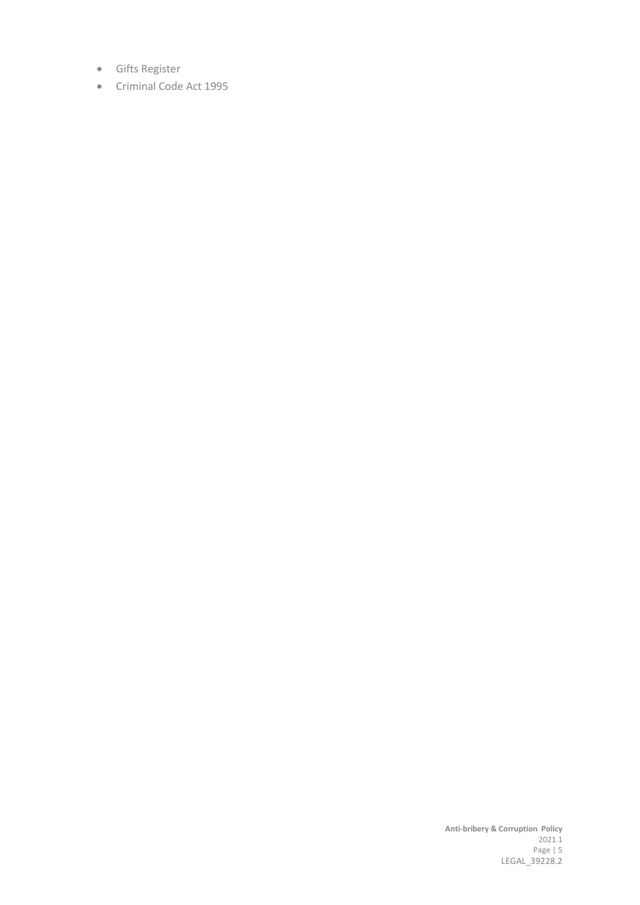- Gifts Register
- Criminal Code Act 1995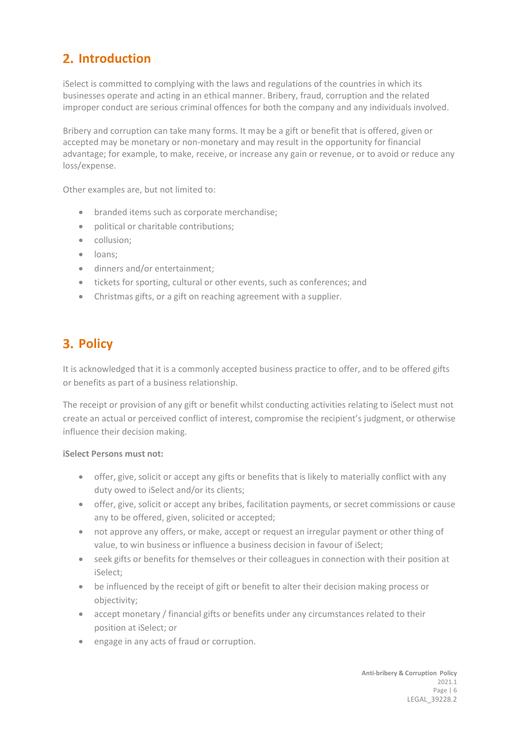## 2. Introduction

iSelect is committed to complying with the laws and regulations of the countries in which its businesses operate and acting in an ethical manner. Bribery, fraud, corruption and the related improper conduct are serious criminal offences for both the company and any individuals involved.

Bribery and corruption can take many forms. It may be a gift or benefit that is offered, given or accepted may be monetary or non-monetary and may result in the opportunity for financial advantage; for example, to make, receive, or increase any gain or revenue, or to avoid or reduce any loss/expense.

Other examples are, but not limited to:

- branded items such as corporate merchandise;
- political or charitable contributions;
- collusion;
- loans;
- dinners and/or entertainment;
- tickets for sporting, cultural or other events, such as conferences; and
- Christmas gifts, or a gift on reaching agreement with a supplier.

## 3. Policy

It is acknowledged that it is a commonly accepted business practice to offer, and to be offered gifts or benefits as part of a business relationship.

The receipt or provision of any gift or benefit whilst conducting activities relating to iSelect must not create an actual or perceived conflict of interest, compromise the recipient's judgment, or otherwise influence their decision making.

**iSelect Persons must not:**

- offer, give, solicit or accept any gifts or benefits that is likely to materially conflict with any duty owed to iSelect and/or its clients;
- offer, give, solicit or accept any bribes, facilitation payments, or secret commissions or cause any to be offered, given, solicited or accepted;
- not approve any offers, or make, accept or request an irregular payment or other thing of value, to win business or influence a business decision in favour of iSelect;
- seek gifts or benefits for themselves or their colleagues in connection with their position at iSelect;
- be influenced by the receipt of gift or benefit to alter their decision making process or objectivity;
- accept monetary / financial gifts or benefits under any circumstances related to their position at iSelect; or
- engage in any acts of fraud or corruption.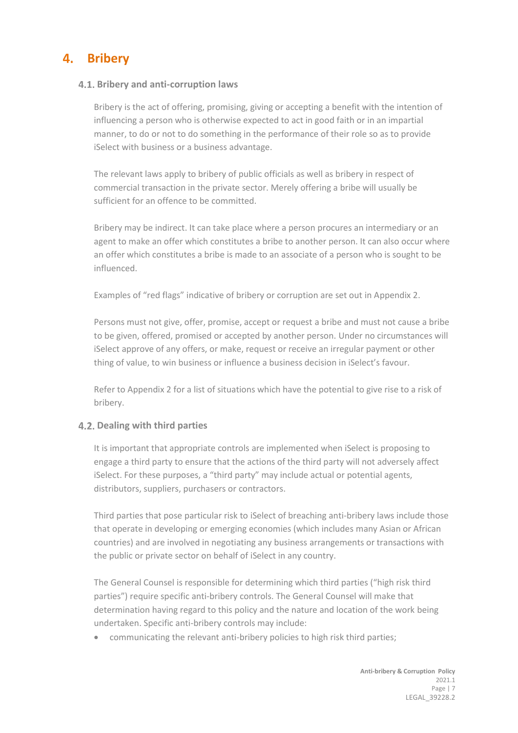# 4. Bribery

## 4.1. Bribery and anti-corruption laws

Bribery is the act of offering, promising, giving or accepting a benefit with the intention of influencing a person who is otherwise expected to act in good faith or in an impartial manner, to do or not to do something in the performance of their role so as to provide iSelect with business or a business advantage.

The relevant laws apply to bribery of public officials as well as bribery in respect of commercial transaction in the private sector. Merely offering a bribe will usually be sufficient for an offence to be committed.

Bribery may be indirect. It can take place where a person procures an intermediary or an agent to make an offer which constitutes a bribe to another person. It can also occur where an offer which constitutes a bribe is made to an associate of a person who is sought to be influenced.

Examples of "red flags" indicative of bribery or corruption are set out in Appendix 2.

Persons must not give, offer, promise, accept or request a bribe and must not cause a bribe to be given, offered, promised or accepted by another person. Under no circumstances will iSelect approve of any offers, or make, request or receive an irregular payment or other thing of value, to win business or influence a business decision in iSelect's favour.

Refer to Appendix 2 for a list of situations which have the potential to give rise to a risk of bribery.

## 4.2. Dealing with third parties

It is important that appropriate controls are implemented when iSelect is proposing to engage a third party to ensure that the actions of the third party will not adversely affect iSelect. For these purposes, a "third party" may include actual or potential agents, distributors, suppliers, purchasers or contractors.

Third parties that pose particular risk to iSelect of breaching anti-bribery laws include those that operate in developing or emerging economies (which includes many Asian or African countries) and are involved in negotiating any business arrangements or transactions with the public or private sector on behalf of iSelect in any country.

The General Counsel is responsible for determining which third parties ("high risk third parties") require specific anti-bribery controls. The General Counsel will make that determination having regard to this policy and the nature and location of the work being undertaken. Specific anti-bribery controls may include:

- communicating the relevant anti-bribery policies to high risk third parties;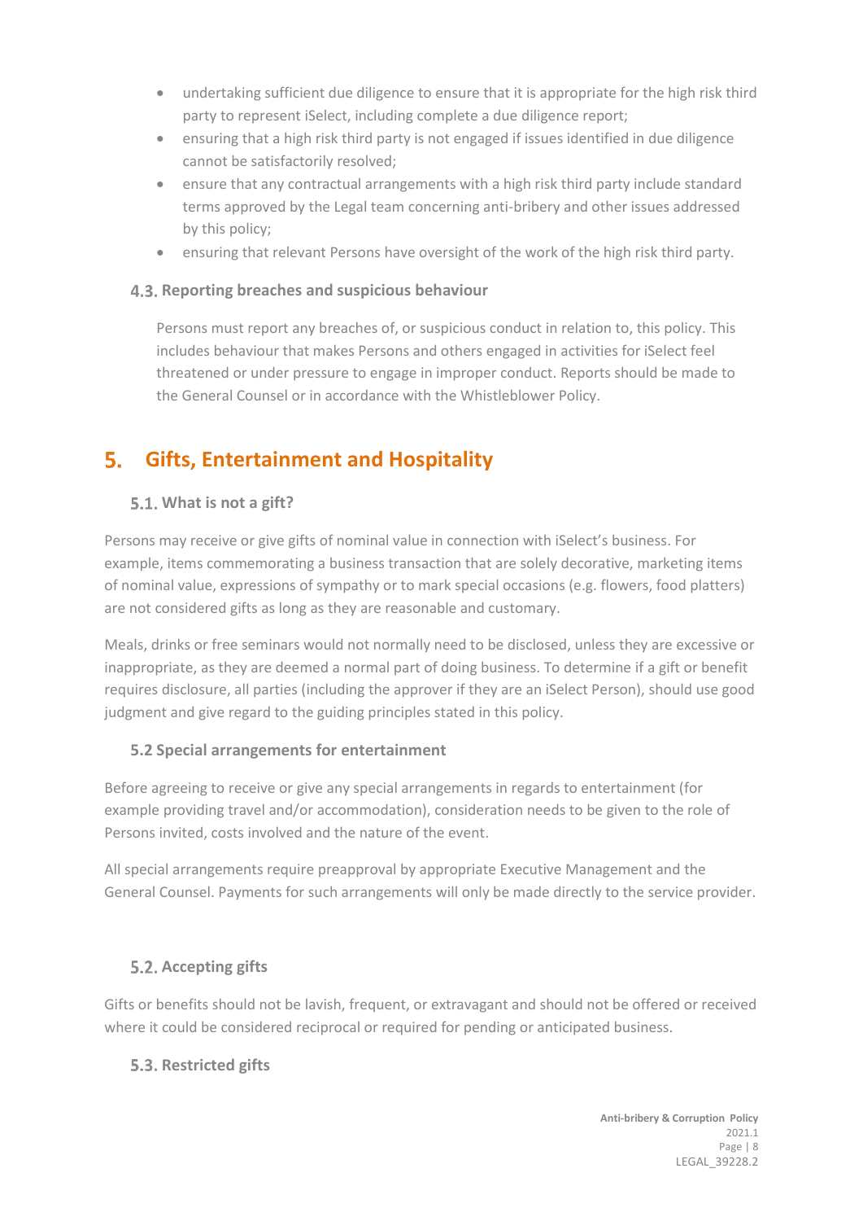- undertaking sufficient due diligence to ensure that it is appropriate for the high risk third party to represent iSelect, including complete a due diligence report;
- ensuring that a high risk third party is not engaged if issues identified in due diligence cannot be satisfactorily resolved;
- ensure that any contractual arrangements with a high risk third party include standard terms approved by the Legal team concerning anti-bribery and other issues addressed by this policy;
- ensuring that relevant Persons have oversight of the work of the high risk third party.

### 4.3. Reporting breaches and suspicious behaviour

Persons must report any breaches of, or suspicious conduct in relation to, this policy. This includes behaviour that makes Persons and others engaged in activities for iSelect feel threatened or under pressure to engage in improper conduct. Reports should be made to the General Counsel or in accordance with the Whistleblower Policy.

## 5. Gifts, Entertainment and Hospitality

### 5.1. What is not a gift?

Persons may receive or give gifts of nominal value in connection with iSelect's business. For example, items commemorating a business transaction that are solely decorative, marketing items of nominal value, expressions of sympathy or to mark special occasions (e.g. flowers, food platters) are not considered gifts as long as they are reasonable and customary.

Meals, drinks or free seminars would not normally need to be disclosed, unless they are excessive or inappropriate, as they are deemed a normal part of doing business. To determine if a gift or benefit requires disclosure, all parties (including the approver if they are an iSelect Person), should use good judgment and give regard to the guiding principles stated in this policy.

### 5.2 Special arrangements for entertainment

Before agreeing to receive or give any special arrangements in regards to entertainment (for example providing travel and/or accommodation), consideration needs to be given to the role of Persons invited, costs involved and the nature of the event.

All special arrangements require preapproval by appropriate Executive Management and the General Counsel. Payments for such arrangements will only be made directly to the service provider.

### 5.2. Accepting gifts

Gifts or benefits should not be lavish, frequent, or extravagant and should not be offered or received where it could be considered reciprocal or required for pending or anticipated business.

### 5.3. Restricted gifts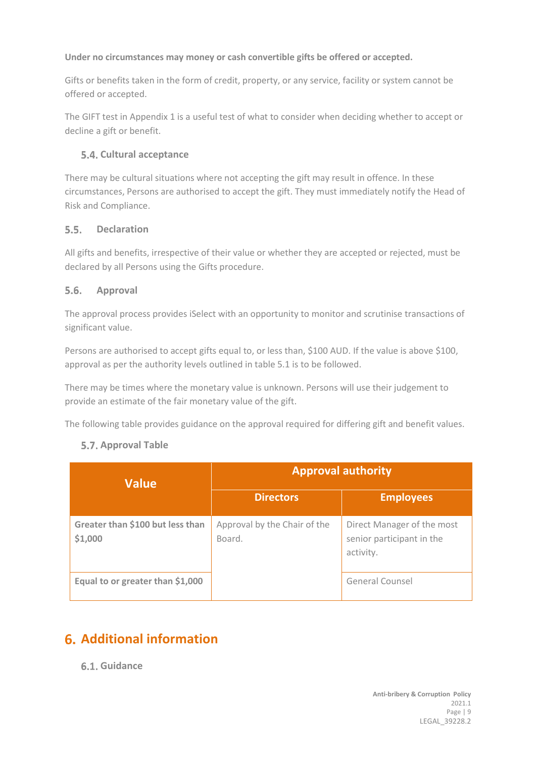**Under no circumstances may money or cash convertible gifts be offered or accepted.**

Gifts or benefits taken in the form of credit, property, or any service, facility or system cannot be offered or accepted.

The GIFT test in Appendix 1 is a useful test of what to consider when deciding whether to accept or decline a gift or benefit.

### 5.4. Cultural acceptance

There may be cultural situations where not accepting the gift may result in offence. In these circumstances, Persons are authorised to accept the gift. They must immediately notify the Head of Risk and Compliance.

### 5.5. Declaration

All gifts and benefits, irrespective of their value or whether they are accepted or rejected, must be declared by all Persons using the Gifts procedure.

### 5.6. Approval

The approval process provides iSelect with an opportunity to monitor and scrutinise transactions of significant value.

Persons are authorised to accept gifts equal to, or less than, $100 AUD. If the value is above $100, approval as per the authority levels outlined in table 5.1 is to be followed.

There may be times where the monetary value is unknown. Persons will use their judgement to provide an estimate of the fair monetary value of the gift.

The following table provides guidance on the approval required for differing gift and benefit values.

### 5.7. Approval Table

| Value | Approval authority | |
|---|---|---|
| | Directors | Employees |
| **Greater than $100 but less than $1,000** | Approval by the Chair of the Board. | Direct Manager of the most senior participant in the activity. |
| **Equal to or greater than $1,000** | | General Counsel |

# 6. Additional information

### 6.1. Guidance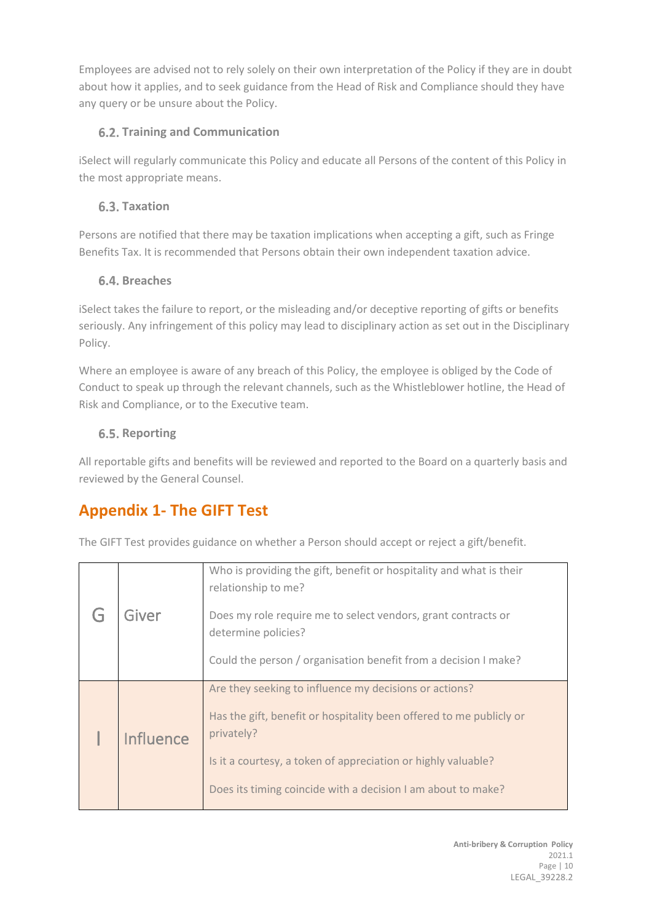Employees are advised not to rely solely on their own interpretation of the Policy if they are in doubt about how it applies, and to seek guidance from the Head of Risk and Compliance should they have any query or be unsure about the Policy.

### 6.2. Training and Communication

iSelect will regularly communicate this Policy and educate all Persons of the content of this Policy in the most appropriate means.

### 6.3. Taxation

Persons are notified that there may be taxation implications when accepting a gift, such as Fringe Benefits Tax. It is recommended that Persons obtain their own independent taxation advice.

### 6.4. Breaches

iSelect takes the failure to report, or the misleading and/or deceptive reporting of gifts or benefits seriously. Any infringement of this policy may lead to disciplinary action as set out in the Disciplinary Policy.

Where an employee is aware of any breach of this Policy, the employee is obliged by the Code of Conduct to speak up through the relevant channels, such as the Whistleblower hotline, the Head of Risk and Compliance, or to the Executive team.

### 6.5. Reporting

All reportable gifts and benefits will be reviewed and reported to the Board on a quarterly basis and reviewed by the General Counsel.

## Appendix 1- The GIFT Test

The GIFT Test provides guidance on whether a Person should accept or reject a gift/benefit.

| | | |
|---|---|---|
| G | Giver | Who is providing the gift, benefit or hospitality and what is their relationship to me?<br><br>Does my role require me to select vendors, grant contracts or determine policies?<br><br>Could the person / organisation benefit from a decision I make? |
| I | Influence | Are they seeking to influence my decisions or actions?<br><br>Has the gift, benefit or hospitality been offered to me publicly or privately?<br><br>Is it a courtesy, a token of appreciation or highly valuable?<br><br>Does its timing coincide with a decision I am about to make? |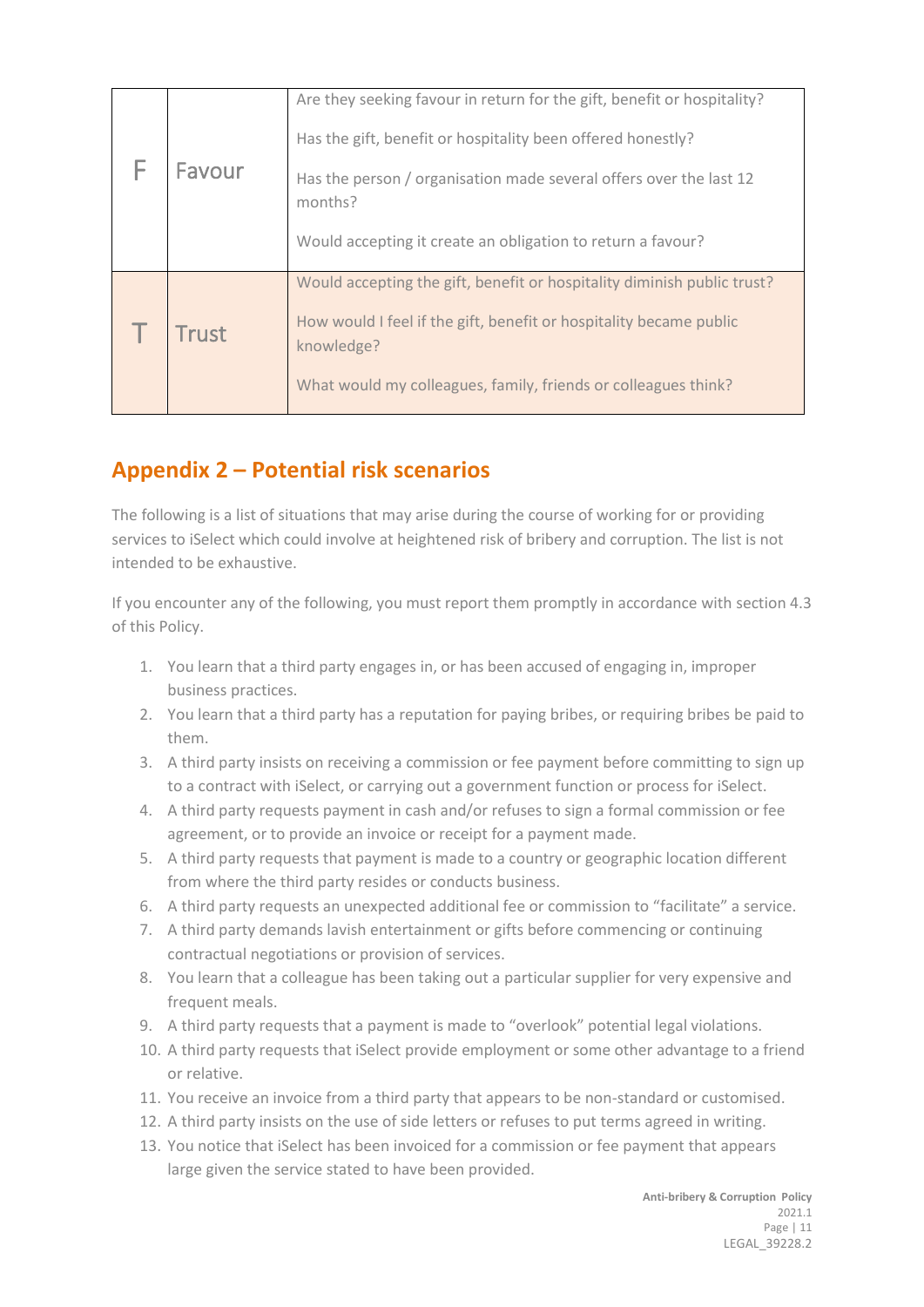| | | |
|---|---|---|
| F | Favour | Are they seeking favour in return for the gift, benefit or hospitality?<br><br>Has the gift, benefit or hospitality been offered honestly?<br><br>Has the person / organisation made several offers over the last 12 months?<br><br>Would accepting it create an obligation to return a favour? |
| T | Trust | Would accepting the gift, benefit or hospitality diminish public trust?<br><br>How would I feel if the gift, benefit or hospitality became public knowledge?<br><br>What would my colleagues, family, friends or colleagues think? |

## Appendix 2 – Potential risk scenarios

The following is a list of situations that may arise during the course of working for or providing services to iSelect which could involve at heightened risk of bribery and corruption. The list is not intended to be exhaustive.

If you encounter any of the following, you must report them promptly in accordance with section 4.3 of this Policy.

1. You learn that a third party engages in, or has been accused of engaging in, improper business practices.
2. You learn that a third party has a reputation for paying bribes, or requiring bribes be paid to them.
3. A third party insists on receiving a commission or fee payment before committing to sign up to a contract with iSelect, or carrying out a government function or process for iSelect.
4. A third party requests payment in cash and/or refuses to sign a formal commission or fee agreement, or to provide an invoice or receipt for a payment made.
5. A third party requests that payment is made to a country or geographic location different from where the third party resides or conducts business.
6. A third party requests an unexpected additional fee or commission to "facilitate" a service.
7. A third party demands lavish entertainment or gifts before commencing or continuing contractual negotiations or provision of services.
8. You learn that a colleague has been taking out a particular supplier for very expensive and frequent meals.
9. A third party requests that a payment is made to "overlook" potential legal violations.
10. A third party requests that iSelect provide employment or some other advantage to a friend or relative.
11. You receive an invoice from a third party that appears to be non-standard or customised.
12. A third party insists on the use of side letters or refuses to put terms agreed in writing.
13. You notice that iSelect has been invoiced for a commission or fee payment that appears large given the service stated to have been provided.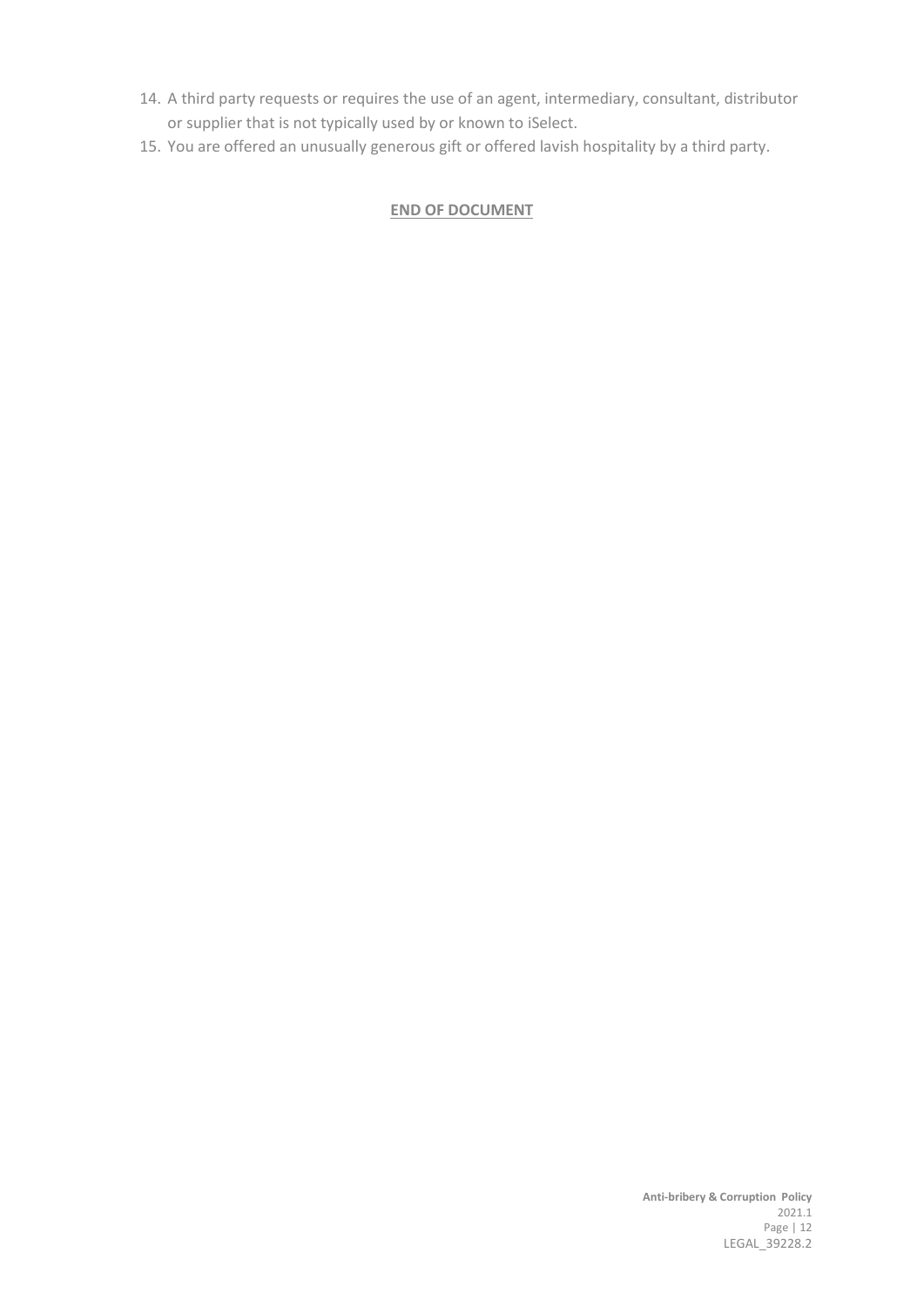14. A third party requests or requires the use of an agent, intermediary, consultant, distributor or supplier that is not typically used by or known to iSelect.
15. You are offered an unusually generous gift or offered lavish hospitality by a third party.

**END OF DOCUMENT**